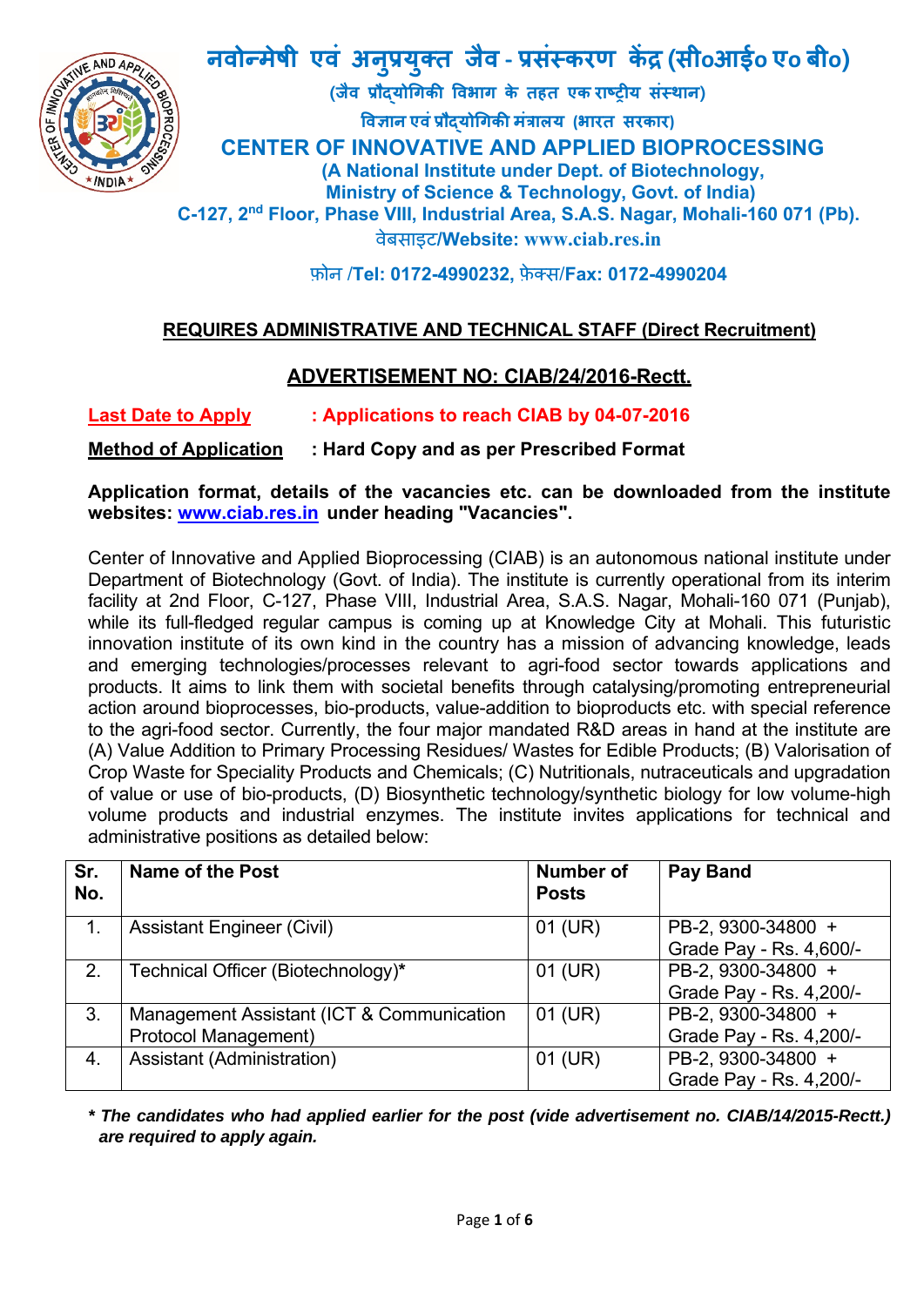# नवोन्मेषी एवं अनुप्रयुक्त जैव - प्रसंस्करण केंद्र (सी०आई० ए० बी०)

**(जैव प्रौद्योगिकी विभाग के तहत एक राष्ट्रीय संस्थान)**

**विज्ञान एवं प्रौद्योगिकी मंत्रालय (भारत सरकार)**

# CENTER OF INNOVATIVE AND APPLIED BIOPROCESSING

**(A National Institute under Dept. of Biotechnology, Ministry of Science & Technology, Govt. of India)**

**C-127, 2nd Floor, Phase VIII, Industrial Area, S.A.S. Nagar, Mohali-160 071 (Pb).**

वेबसाइट/**Website: www.ciab.res.in**

फ़ोन /**Tel: 0172-4990232,** फ़ेक्स/**Fax: 0172-4990204**

## REQUIRES ADMINISTRATIVE AND TECHNICAL STAFF (Direct Recruitment)

## ADVERTISEMENT NO: CIAB/24/2016-Rectt.

**Last Date to Apply** : **Applications to reach CIAB by 04-07-2016**

**Method of Application** : **Hard Copy and as per Prescribed Format**

**Application format, details of the vacancies etc. can be downloaded from the institute websites: www.ciab.res.in under heading "Vacancies".**

Center of Innovative and Applied Bioprocessing (CIAB) is an autonomous national institute under Department of Biotechnology (Govt. of India). The institute is currently operational from its interim facility at 2nd Floor, C-127, Phase VIII, Industrial Area, S.A.S. Nagar, Mohali-160 071 (Punjab), while its full-fledged regular campus is coming up at Knowledge City at Mohali. This futuristic innovation institute of its own kind in the country has a mission of advancing knowledge, leads and emerging technologies/processes relevant to agri-food sector towards applications and products. It aims to link them with societal benefits through catalysing/promoting entrepreneurial action around bioprocesses, bio-products, value-addition to bioproducts etc. with special reference to the agri-food sector. Currently, the four major mandated R&D areas in hand at the institute are (A) Value Addition to Primary Processing Residues/ Wastes for Edible Products; (B) Valorisation of Crop Waste for Speciality Products and Chemicals; (C) Nutritionals, nutraceuticals and upgradation of value or use of bio-products, (D) Biosynthetic technology/synthetic biology for low volume-high volume products and industrial enzymes. The institute invites applications for technical and administrative positions as detailed below:

| Sr. No. | Name of the Post | Number of Posts | Pay Band |
|---|---|---|---|
| 1. | Assistant Engineer (Civil) | 01 (UR) | PB-2, 9300-34800 + Grade Pay - Rs. 4,600/- |
| 2. | Technical Officer (Biotechnology)* | 01 (UR) | PB-2, 9300-34800 + Grade Pay - Rs. 4,200/- |
| 3. | Management Assistant (ICT & Communication Protocol Management) | 01 (UR) | PB-2, 9300-34800 + Grade Pay - Rs. 4,200/- |
| 4. | Assistant (Administration) | 01 (UR) | PB-2, 9300-34800 + Grade Pay - Rs. 4,200/- |

***\* The candidates who had applied earlier for the post (vide advertisement no. CIAB/14/2015-Rectt.) are required to apply again.***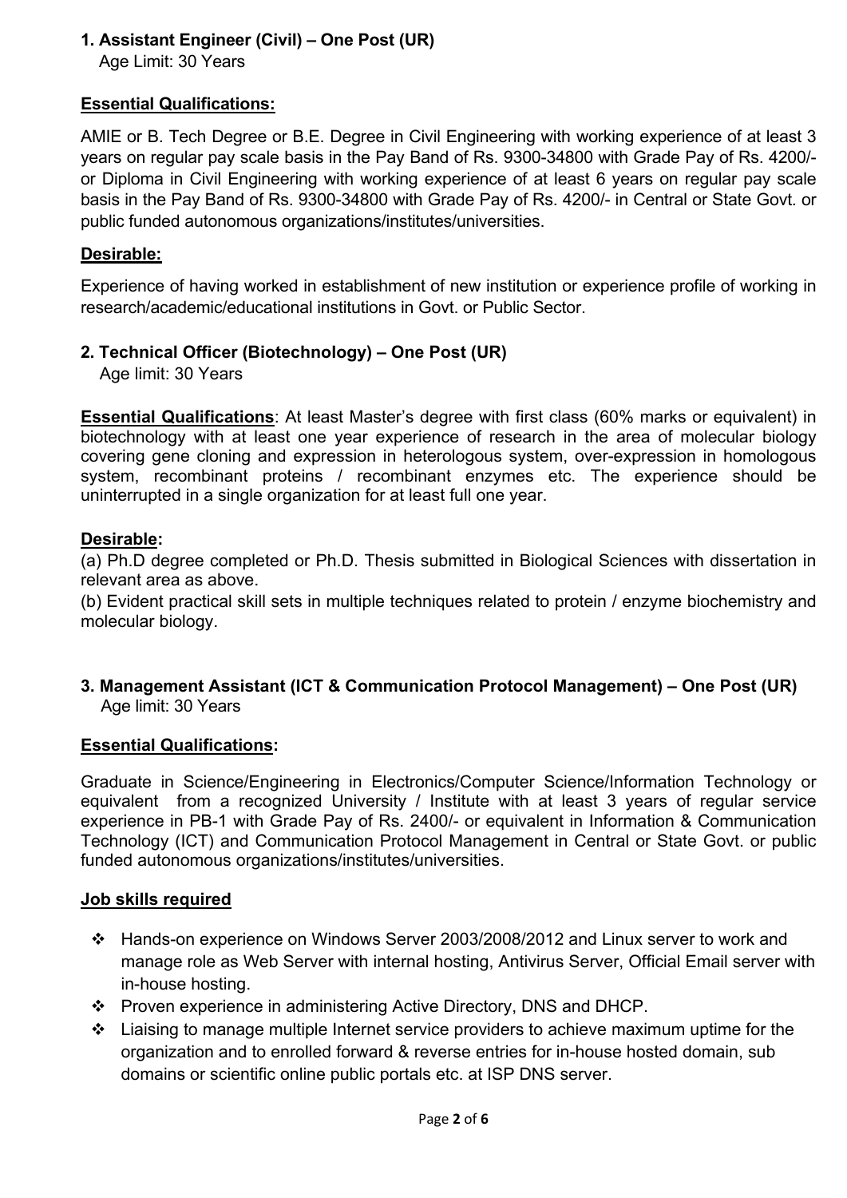**1. Assistant Engineer (Civil) – One Post (UR)**

Age Limit: 30 Years

**Essential Qualifications:**

AMIE or B. Tech Degree or B.E. Degree in Civil Engineering with working experience of at least 3 years on regular pay scale basis in the Pay Band of Rs. 9300-34800 with Grade Pay of Rs. 4200/- or Diploma in Civil Engineering with working experience of at least 6 years on regular pay scale basis in the Pay Band of Rs. 9300-34800 with Grade Pay of Rs. 4200/- in Central or State Govt. or public funded autonomous organizations/institutes/universities.

**Desirable:**

Experience of having worked in establishment of new institution or experience profile of working in research/academic/educational institutions in Govt. or Public Sector.

**2. Technical Officer (Biotechnology) – One Post (UR)**

Age limit: 30 Years

**Essential Qualifications**: At least Master's degree with first class (60% marks or equivalent) in biotechnology with at least one year experience of research in the area of molecular biology covering gene cloning and expression in heterologous system, over-expression in homologous system, recombinant proteins / recombinant enzymes etc. The experience should be uninterrupted in a single organization for at least full one year.

**Desirable:**

(a) Ph.D degree completed or Ph.D. Thesis submitted in Biological Sciences with dissertation in relevant area as above.

(b) Evident practical skill sets in multiple techniques related to protein / enzyme biochemistry and molecular biology.

**3. Management Assistant (ICT & Communication Protocol Management) – One Post (UR)**

Age limit: 30 Years

**Essential Qualifications:**

Graduate in Science/Engineering in Electronics/Computer Science/Information Technology or equivalent from a recognized University / Institute with at least 3 years of regular service experience in PB-1 with Grade Pay of Rs. 2400/- or equivalent in Information & Communication Technology (ICT) and Communication Protocol Management in Central or State Govt. or public funded autonomous organizations/institutes/universities.

**Job skills required**

- Hands-on experience on Windows Server 2003/2008/2012 and Linux server to work and manage role as Web Server with internal hosting, Antivirus Server, Official Email server with in-house hosting.
- Proven experience in administering Active Directory, DNS and DHCP.
- Liaising to manage multiple Internet service providers to achieve maximum uptime for the organization and to enrolled forward & reverse entries for in-house hosted domain, sub domains or scientific online public portals etc. at ISP DNS server.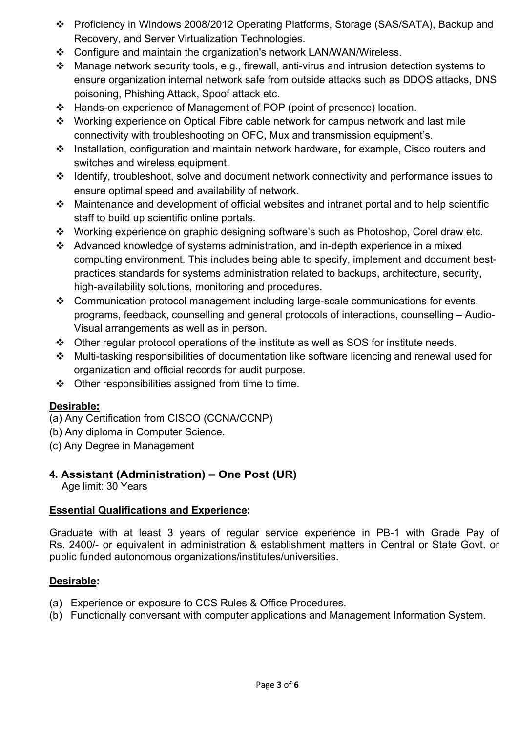- Proficiency in Windows 2008/2012 Operating Platforms, Storage (SAS/SATA), Backup and Recovery, and Server Virtualization Technologies.
- Configure and maintain the organization's network LAN/WAN/Wireless.
- Manage network security tools, e.g., firewall, anti-virus and intrusion detection systems to ensure organization internal network safe from outside attacks such as DDOS attacks, DNS poisoning, Phishing Attack, Spoof attack etc.
- Hands-on experience of Management of POP (point of presence) location.
- Working experience on Optical Fibre cable network for campus network and last mile connectivity with troubleshooting on OFC, Mux and transmission equipment's.
- Installation, configuration and maintain network hardware, for example, Cisco routers and switches and wireless equipment.
- Identify, troubleshoot, solve and document network connectivity and performance issues to ensure optimal speed and availability of network.
- Maintenance and development of official websites and intranet portal and to help scientific staff to build up scientific online portals.
- Working experience on graphic designing software's such as Photoshop, Corel draw etc.
- Advanced knowledge of systems administration, and in-depth experience in a mixed computing environment. This includes being able to specify, implement and document best-practices standards for systems administration related to backups, architecture, security, high-availability solutions, monitoring and procedures.
- Communication protocol management including large-scale communications for events, programs, feedback, counselling and general protocols of interactions, counselling – Audio-Visual arrangements as well as in person.
- Other regular protocol operations of the institute as well as SOS for institute needs.
- Multi-tasking responsibilities of documentation like software licencing and renewal used for organization and official records for audit purpose.
- Other responsibilities assigned from time to time.

**Desirable:**

(a) Any Certification from CISCO (CCNA/CCNP)
(b) Any diploma in Computer Science.
(c) Any Degree in Management

### 4. Assistant (Administration) – One Post (UR)

Age limit: 30 Years

**Essential Qualifications and Experience:**

Graduate with at least 3 years of regular service experience in PB-1 with Grade Pay of Rs. 2400/- or equivalent in administration & establishment matters in Central or State Govt. or public funded autonomous organizations/institutes/universities.

**Desirable:**

(a) Experience or exposure to CCS Rules & Office Procedures.
(b) Functionally conversant with computer applications and Management Information System.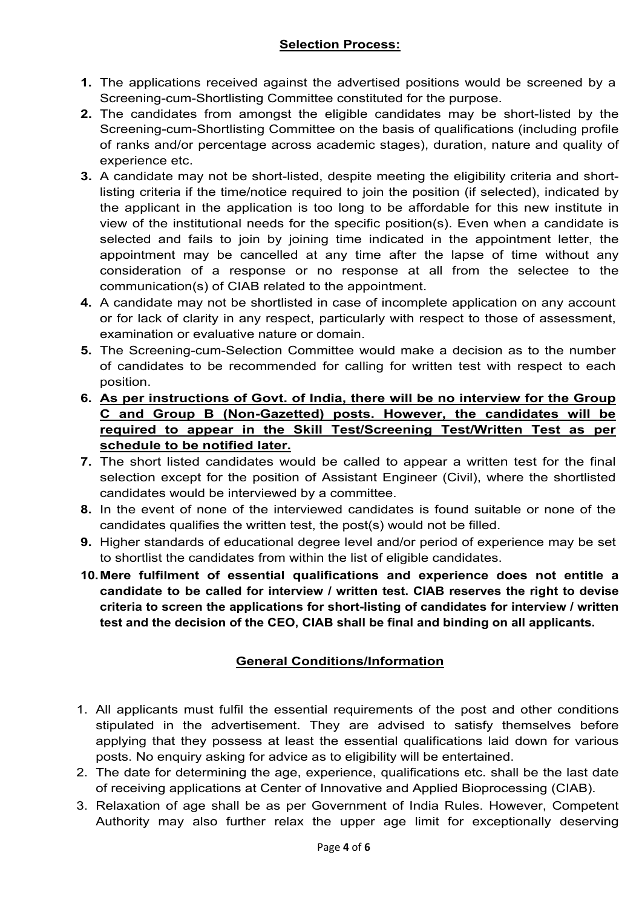## **Selection Process:**

1. The applications received against the advertised positions would be screened by a Screening-cum-Shortlisting Committee constituted for the purpose.
2. The candidates from amongst the eligible candidates may be short-listed by the Screening-cum-Shortlisting Committee on the basis of qualifications (including profile of ranks and/or percentage across academic stages), duration, nature and quality of experience etc.
3. A candidate may not be short-listed, despite meeting the eligibility criteria and short-listing criteria if the time/notice required to join the position (if selected), indicated by the applicant in the application is too long to be affordable for this new institute in view of the institutional needs for the specific position(s). Even when a candidate is selected and fails to join by joining time indicated in the appointment letter, the appointment may be cancelled at any time after the lapse of time without any consideration of a response or no response at all from the selectee to the communication(s) of CIAB related to the appointment.
4. A candidate may not be shortlisted in case of incomplete application on any account or for lack of clarity in any respect, particularly with respect to those of assessment, examination or evaluative nature or domain.
5. The Screening-cum-Selection Committee would make a decision as to the number of candidates to be recommended for calling for written test with respect to each position.
6. **As per instructions of Govt. of India, there will be no interview for the Group C and Group B (Non-Gazetted) posts. However, the candidates will be required to appear in the Skill Test/Screening Test/Written Test as per schedule to be notified later.**
7. The short listed candidates would be called to appear a written test for the final selection except for the position of Assistant Engineer (Civil), where the shortlisted candidates would be interviewed by a committee.
8. In the event of none of the interviewed candidates is found suitable or none of the candidates qualifies the written test, the post(s) would not be filled.
9. Higher standards of educational degree level and/or period of experience may be set to shortlist the candidates from within the list of eligible candidates.
10. **Mere fulfilment of essential qualifications and experience does not entitle a candidate to be called for interview / written test. CIAB reserves the right to devise criteria to screen the applications for short-listing of candidates for interview / written test and the decision of the CEO, CIAB shall be final and binding on all applicants.**

## **General Conditions/Information**

1. All applicants must fulfil the essential requirements of the post and other conditions stipulated in the advertisement. They are advised to satisfy themselves before applying that they possess at least the essential qualifications laid down for various posts. No enquiry asking for advice as to eligibility will be entertained.
2. The date for determining the age, experience, qualifications etc. shall be the last date of receiving applications at Center of Innovative and Applied Bioprocessing (CIAB).
3. Relaxation of age shall be as per Government of India Rules. However, Competent Authority may also further relax the upper age limit for exceptionally deserving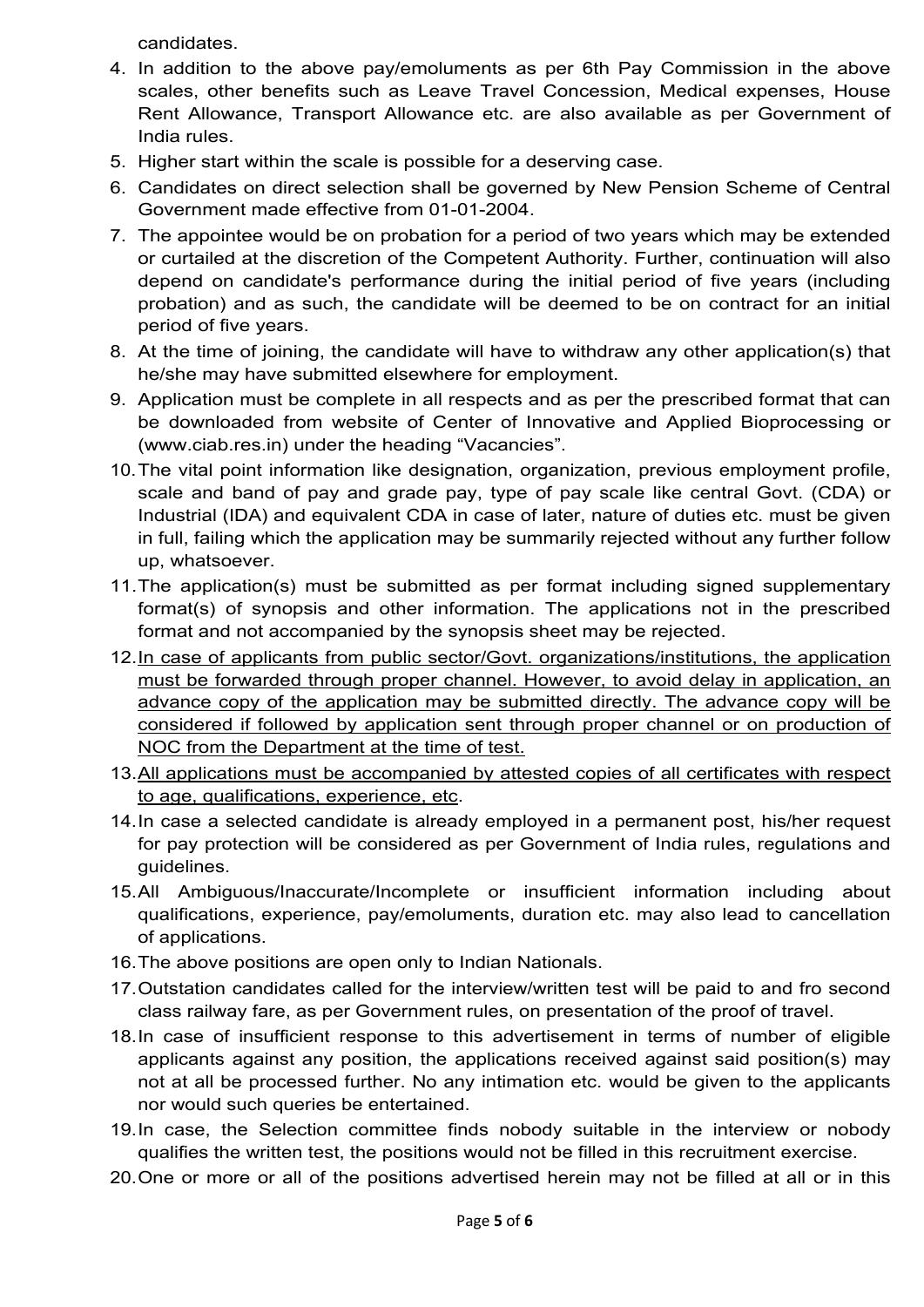candidates.

4. In addition to the above pay/emoluments as per 6th Pay Commission in the above scales, other benefits such as Leave Travel Concession, Medical expenses, House Rent Allowance, Transport Allowance etc. are also available as per Government of India rules.
5. Higher start within the scale is possible for a deserving case.
6. Candidates on direct selection shall be governed by New Pension Scheme of Central Government made effective from 01-01-2004.
7. The appointee would be on probation for a period of two years which may be extended or curtailed at the discretion of the Competent Authority. Further, continuation will also depend on candidate's performance during the initial period of five years (including probation) and as such, the candidate will be deemed to be on contract for an initial period of five years.
8. At the time of joining, the candidate will have to withdraw any other application(s) that he/she may have submitted elsewhere for employment.
9. Application must be complete in all respects and as per the prescribed format that can be downloaded from website of Center of Innovative and Applied Bioprocessing or (www.ciab.res.in) under the heading "Vacancies".
10. The vital point information like designation, organization, previous employment profile, scale and band of pay and grade pay, type of pay scale like central Govt. (CDA) or Industrial (IDA) and equivalent CDA in case of later, nature of duties etc. must be given in full, failing which the application may be summarily rejected without any further follow up, whatsoever.
11. The application(s) must be submitted as per format including signed supplementary format(s) of synopsis and other information. The applications not in the prescribed format and not accompanied by the synopsis sheet may be rejected.
12. <u>In case of applicants from public sector/Govt. organizations/institutions, the application must be forwarded through proper channel. However, to avoid delay in application, an advance copy of the application may be submitted directly. The advance copy will be considered if followed by application sent through proper channel or on production of NOC from the Department at the time of test.</u>
13. <u>All applications must be accompanied by attested copies of all certificates with respect to age, qualifications, experience, etc</u>.
14. In case a selected candidate is already employed in a permanent post, his/her request for pay protection will be considered as per Government of India rules, regulations and guidelines.
15. All Ambiguous/Inaccurate/Incomplete or insufficient information including about qualifications, experience, pay/emoluments, duration etc. may also lead to cancellation of applications.
16. The above positions are open only to Indian Nationals.
17. Outstation candidates called for the interview/written test will be paid to and fro second class railway fare, as per Government rules, on presentation of the proof of travel.
18. In case of insufficient response to this advertisement in terms of number of eligible applicants against any position, the applications received against said position(s) may not at all be processed further. No any intimation etc. would be given to the applicants nor would such queries be entertained.
19. In case, the Selection committee finds nobody suitable in the interview or nobody qualifies the written test, the positions would not be filled in this recruitment exercise.
20. One or more or all of the positions advertised herein may not be filled at all or in this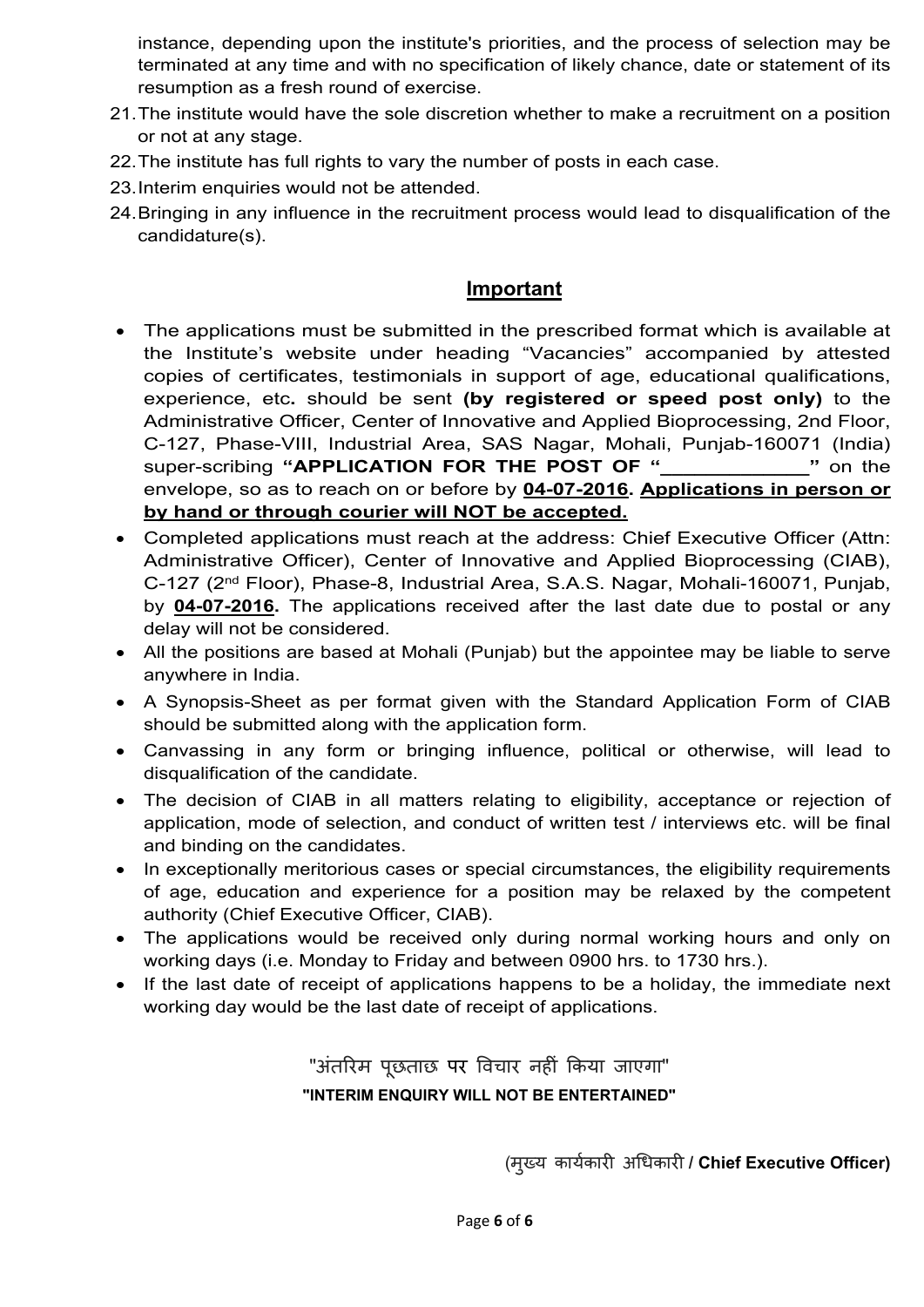instance, depending upon the institute's priorities, and the process of selection may be terminated at any time and with no specification of likely chance, date or statement of its resumption as a fresh round of exercise.

21. The institute would have the sole discretion whether to make a recruitment on a position or not at any stage.
22. The institute has full rights to vary the number of posts in each case.
23. Interim enquiries would not be attended.
24. Bringing in any influence in the recruitment process would lead to disqualification of the candidature(s).

## Important

- The applications must be submitted in the prescribed format which is available at the Institute's website under heading "Vacancies" accompanied by attested copies of certificates, testimonials in support of age, educational qualifications, experience, etc**.** should be sent **(by registered or speed post only)** to the Administrative Officer, Center of Innovative and Applied Bioprocessing, 2nd Floor, C-127, Phase-VIII, Industrial Area, SAS Nagar, Mohali, Punjab-160071 (India) super-scribing **"APPLICATION FOR THE POST OF "\_\_\_\_\_\_\_\_\_\_\_\_\_\_"** on the envelope, so as to reach on or before by **04-07-2016. Applications in person or by hand or through courier will NOT be accepted.**
- Completed applications must reach at the address: Chief Executive Officer (Attn: Administrative Officer), Center of Innovative and Applied Bioprocessing (CIAB), C-127 (2nd Floor), Phase-8, Industrial Area, S.A.S. Nagar, Mohali-160071, Punjab, by **04-07-2016.** The applications received after the last date due to postal or any delay will not be considered.
- All the positions are based at Mohali (Punjab) but the appointee may be liable to serve anywhere in India.
- A Synopsis-Sheet as per format given with the Standard Application Form of CIAB should be submitted along with the application form.
- Canvassing in any form or bringing influence, political or otherwise, will lead to disqualification of the candidate.
- The decision of CIAB in all matters relating to eligibility, acceptance or rejection of application, mode of selection, and conduct of written test / interviews etc. will be final and binding on the candidates.
- In exceptionally meritorious cases or special circumstances, the eligibility requirements of age, education and experience for a position may be relaxed by the competent authority (Chief Executive Officer, CIAB).
- The applications would be received only during normal working hours and only on working days (i.e. Monday to Friday and between 0900 hrs. to 1730 hrs.).
- If the last date of receipt of applications happens to be a holiday, the immediate next working day would be the last date of receipt of applications.

"अंतरिम पूछताछ पर विचार नहीं किया जाएगा"

**"INTERIM ENQUIRY WILL NOT BE ENTERTAINED"**

(मुख्य कार्यकारी अधिकारी **/ Chief Executive Officer)**